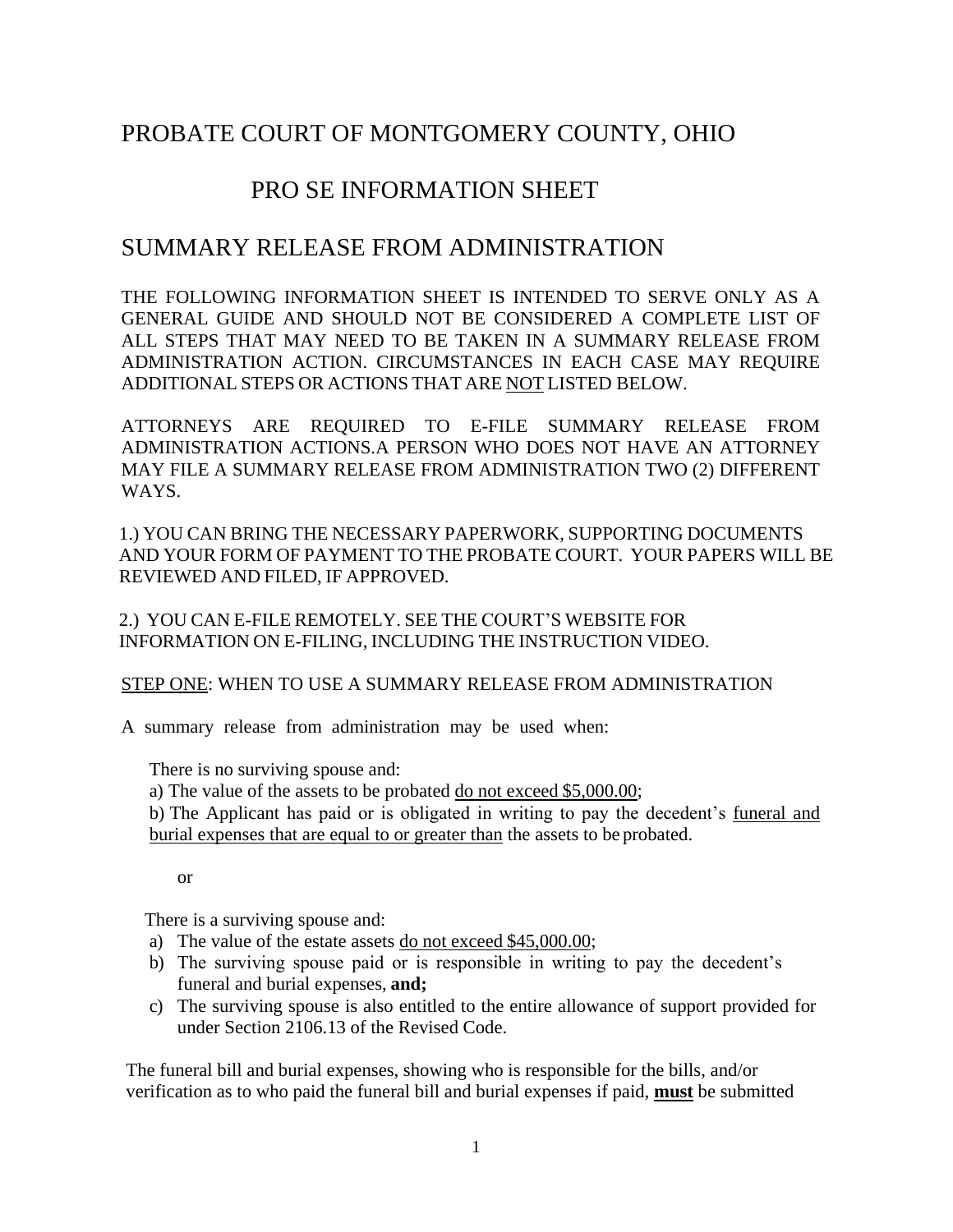# PROBATE COURT OF MONTGOMERY COUNTY, OHIO

## PRO SE INFORMATION SHEET

## SUMMARY RELEASE FROM ADMINISTRATION

THE FOLLOWING INFORMATION SHEET IS INTENDED TO SERVE ONLY AS A GENERAL GUIDE AND SHOULD NOT BE CONSIDERED A COMPLETE LIST OF ALL STEPS THAT MAY NEED TO BE TAKEN IN A SUMMARY RELEASE FROM ADMINISTRATION ACTION. CIRCUMSTANCES IN EACH CASE MAY REQUIRE ADDITIONAL STEPS OR ACTIONS THAT ARE <u>NOT</u> LISTED BELOW.

ATTORNEYS ARE REQUIRED TO E-FILE SUMMARY RELEASE FROM ADMINISTRATION ACTIONS.A PERSON WHO DOES NOT HAVE AN ATTORNEY MAY FILE A SUMMARY RELEASE FROM ADMINISTRATION TWO (2) DIFFERENT WAYS.

1.) YOU CAN BRING THE NECESSARY PAPERWORK, SUPPORTING DOCUMENTS AND YOUR FORM OF PAYMENT TO THE PROBATE COURT. YOUR PAPERS WILL BE REVIEWED AND FILED, IF APPROVED.

2.) YOU CAN E-FILE REMOTELY. SEE THE COURT'S WEBSITE FOR INFORMATION ON E-FILING, INCLUDING THE INSTRUCTION VIDEO.

<u>STEP ONE</u>: WHEN TO USE A SUMMARY RELEASE FROM ADMINISTRATION

A summary release from administration may be used when:

There is no surviving spouse and:

a) The value of the assets to be probated <u>do not exceed $5,000.00</u>;

b) The Applicant has paid or is obligated in writing to pay the decedent's <u>funeral and burial expenses that are equal to or greater than</u> the assets to be probated.

or

There is a surviving spouse and:

a) The value of the estate assets <u>do not exceed $45,000.00</u>;
b) The surviving spouse paid or is responsible in writing to pay the decedent's funeral and burial expenses, **and;**
c) The surviving spouse is also entitled to the entire allowance of support provided for under Section 2106.13 of the Revised Code.

The funeral bill and burial expenses, showing who is responsible for the bills, and/or verification as to who paid the funeral bill and burial expenses if paid, <u>**must**</u> be submitted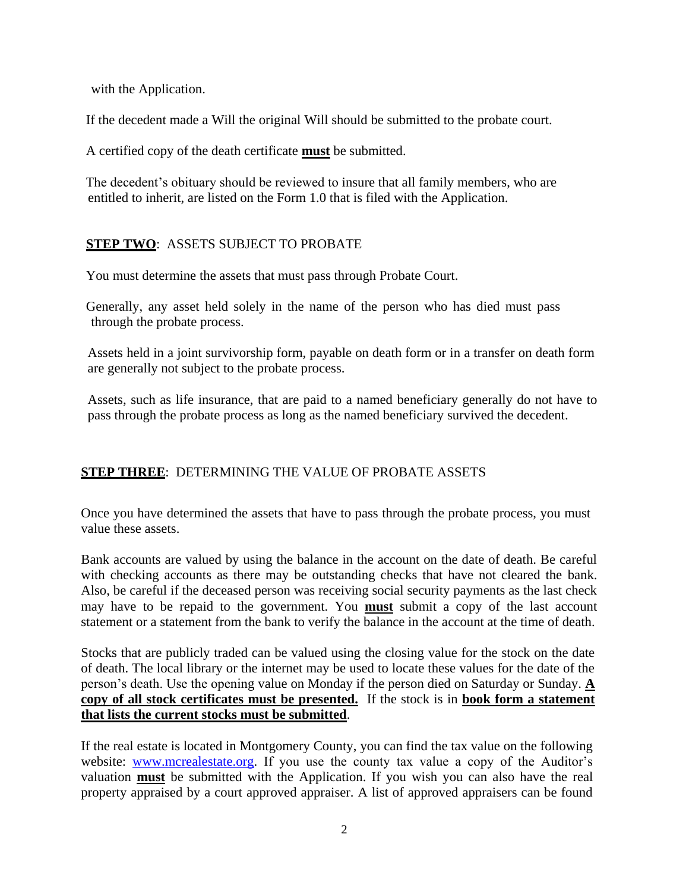with the Application.

If the decedent made a Will the original Will should be submitted to the probate court.

A certified copy of the death certificate **must** be submitted.

The decedent's obituary should be reviewed to insure that all family members, who are entitled to inherit, are listed on the Form 1.0 that is filed with the Application.

**STEP TWO**: ASSETS SUBJECT TO PROBATE

You must determine the assets that must pass through Probate Court.

Generally, any asset held solely in the name of the person who has died must pass through the probate process.

Assets held in a joint survivorship form, payable on death form or in a transfer on death form are generally not subject to the probate process.

Assets, such as life insurance, that are paid to a named beneficiary generally do not have to pass through the probate process as long as the named beneficiary survived the decedent.

**STEP THREE**: DETERMINING THE VALUE OF PROBATE ASSETS

Once you have determined the assets that have to pass through the probate process, you must value these assets.

Bank accounts are valued by using the balance in the account on the date of death. Be careful with checking accounts as there may be outstanding checks that have not cleared the bank. Also, be careful if the deceased person was receiving social security payments as the last check may have to be repaid to the government. You **must** submit a copy of the last account statement or a statement from the bank to verify the balance in the account at the time of death.

Stocks that are publicly traded can be valued using the closing value for the stock on the date of death. The local library or the internet may be used to locate these values for the date of the person's death. Use the opening value on Monday if the person died on Saturday or Sunday. **A copy of all stock certificates must be presented.** If the stock is in **book form a statement that lists the current stocks must be submitted**.

If the real estate is located in Montgomery County, you can find the tax value on the following website: www.mcrealestate.org. If you use the county tax value a copy of the Auditor's valuation **must** be submitted with the Application. If you wish you can also have the real property appraised by a court approved appraiser. A list of approved appraisers can be found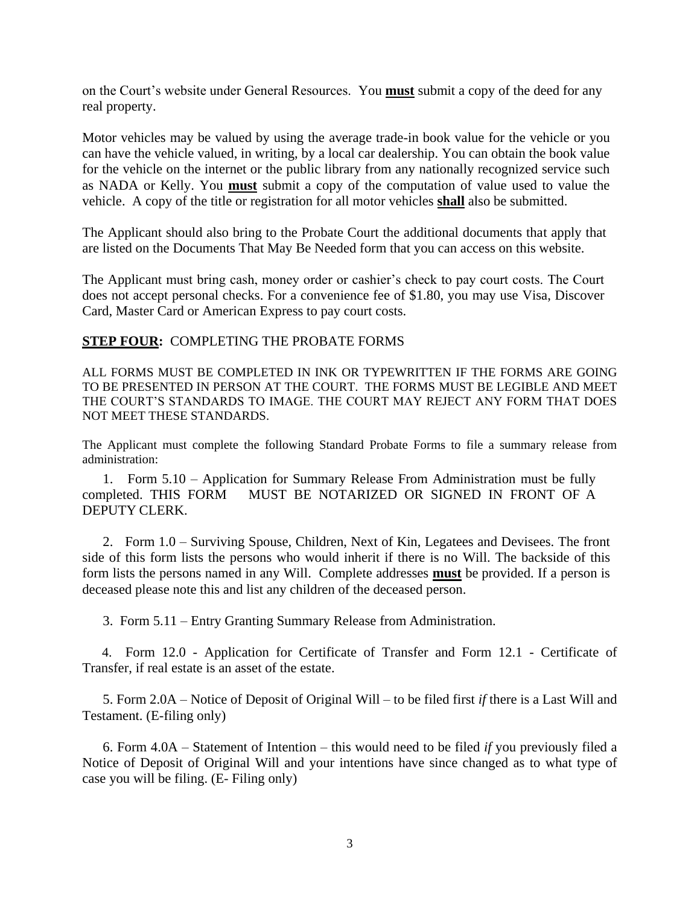on the Court's website under General Resources. You **must** submit a copy of the deed for any real property.

Motor vehicles may be valued by using the average trade-in book value for the vehicle or you can have the vehicle valued, in writing, by a local car dealership. You can obtain the book value for the vehicle on the internet or the public library from any nationally recognized service such as NADA or Kelly. You **must** submit a copy of the computation of value used to value the vehicle. A copy of the title or registration for all motor vehicles **shall** also be submitted.

The Applicant should also bring to the Probate Court the additional documents that apply that are listed on the Documents That May Be Needed form that you can access on this website.

The Applicant must bring cash, money order or cashier's check to pay court costs. The Court does not accept personal checks. For a convenience fee of $1.80, you may use Visa, Discover Card, Master Card or American Express to pay court costs.

**STEP FOUR:** COMPLETING THE PROBATE FORMS

ALL FORMS MUST BE COMPLETED IN INK OR TYPEWRITTEN IF THE FORMS ARE GOING TO BE PRESENTED IN PERSON AT THE COURT. THE FORMS MUST BE LEGIBLE AND MEET THE COURT'S STANDARDS TO IMAGE. THE COURT MAY REJECT ANY FORM THAT DOES NOT MEET THESE STANDARDS.

The Applicant must complete the following Standard Probate Forms to file a summary release from administration:

1. Form 5.10 – Application for Summary Release From Administration must be fully completed. THIS FORM MUST BE NOTARIZED OR SIGNED IN FRONT OF A DEPUTY CLERK.

2. Form 1.0 – Surviving Spouse, Children, Next of Kin, Legatees and Devisees. The front side of this form lists the persons who would inherit if there is no Will. The backside of this form lists the persons named in any Will. Complete addresses **must** be provided. If a person is deceased please note this and list any children of the deceased person.

3. Form 5.11 – Entry Granting Summary Release from Administration.

4. Form 12.0 - Application for Certificate of Transfer and Form 12.1 - Certificate of Transfer, if real estate is an asset of the estate.

5. Form 2.0A – Notice of Deposit of Original Will – to be filed first *if* there is a Last Will and Testament. (E-filing only)

6. Form 4.0A – Statement of Intention – this would need to be filed *if* you previously filed a Notice of Deposit of Original Will and your intentions have since changed as to what type of case you will be filing. (E- Filing only)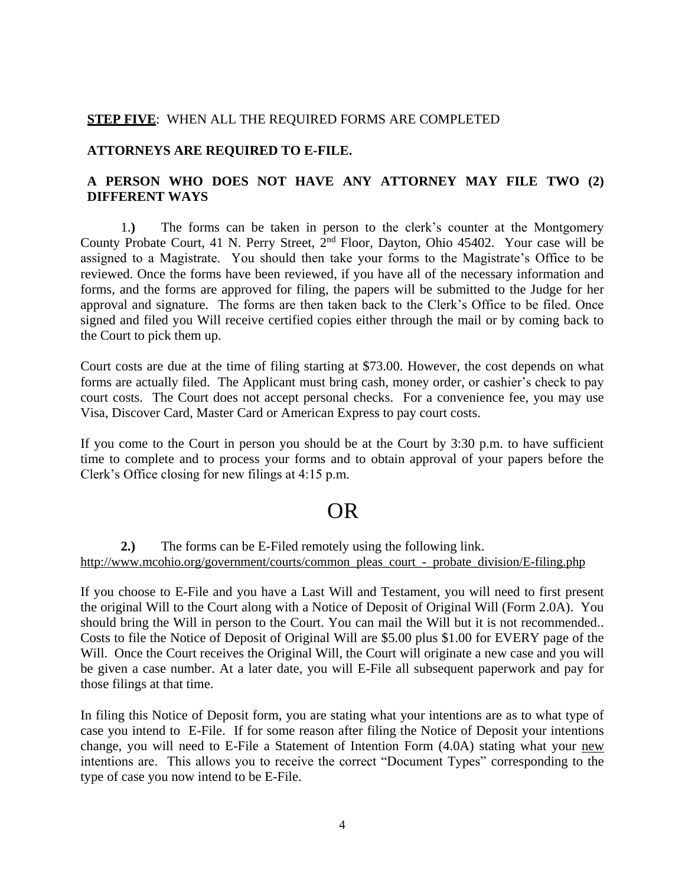**STEP FIVE**: WHEN ALL THE REQUIRED FORMS ARE COMPLETED

**ATTORNEYS ARE REQUIRED TO E-FILE.**

**A PERSON WHO DOES NOT HAVE ANY ATTORNEY MAY FILE TWO (2) DIFFERENT WAYS**

1.**)** The forms can be taken in person to the clerk's counter at the Montgomery County Probate Court, 41 N. Perry Street, 2nd Floor, Dayton, Ohio 45402. Your case will be assigned to a Magistrate. You should then take your forms to the Magistrate's Office to be reviewed. Once the forms have been reviewed, if you have all of the necessary information and forms, and the forms are approved for filing, the papers will be submitted to the Judge for her approval and signature. The forms are then taken back to the Clerk's Office to be filed. Once signed and filed you Will receive certified copies either through the mail or by coming back to the Court to pick them up.

Court costs are due at the time of filing starting at $73.00. However, the cost depends on what forms are actually filed. The Applicant must bring cash, money order, or cashier's check to pay court costs. The Court does not accept personal checks. For a convenience fee, you may use Visa, Discover Card, Master Card or American Express to pay court costs.

If you come to the Court in person you should be at the Court by 3:30 p.m. to have sufficient time to complete and to process your forms and to obtain approval of your papers before the Clerk's Office closing for new filings at 4:15 p.m.

# OR

**2.)** The forms can be E-Filed remotely using the following link.
http://www.mcohio.org/government/courts/common_pleas_court_-_probate_division/E-filing.php

If you choose to E-File and you have a Last Will and Testament, you will need to first present the original Will to the Court along with a Notice of Deposit of Original Will (Form 2.0A). You should bring the Will in person to the Court. You can mail the Will but it is not recommended.. Costs to file the Notice of Deposit of Original Will are $5.00 plus $1.00 for EVERY page of the Will. Once the Court receives the Original Will, the Court will originate a new case and you will be given a case number. At a later date, you will E-File all subsequent paperwork and pay for those filings at that time.

In filing this Notice of Deposit form, you are stating what your intentions are as to what type of case you intend to E-File. If for some reason after filing the Notice of Deposit your intentions change, you will need to E-File a Statement of Intention Form (4.0A) stating what your new intentions are. This allows you to receive the correct "Document Types" corresponding to the type of case you now intend to be E-File.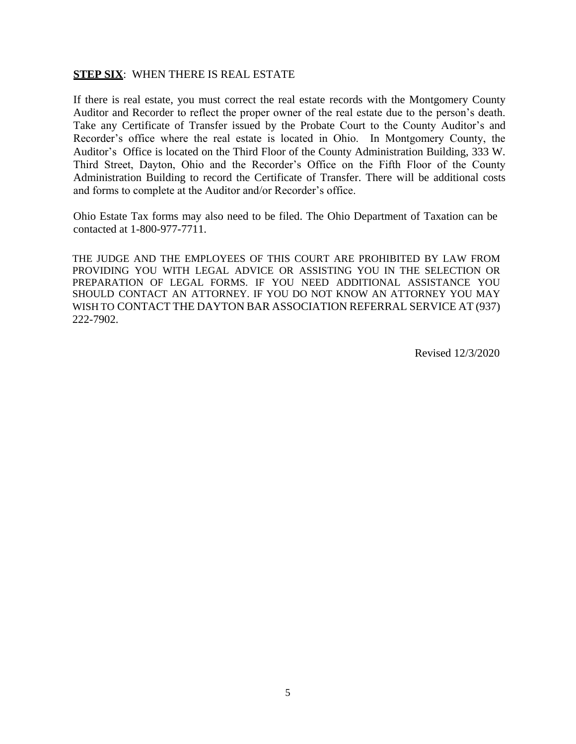**STEP SIX**: WHEN THERE IS REAL ESTATE

If there is real estate, you must correct the real estate records with the Montgomery County Auditor and Recorder to reflect the proper owner of the real estate due to the person's death. Take any Certificate of Transfer issued by the Probate Court to the County Auditor's and Recorder's office where the real estate is located in Ohio. In Montgomery County, the Auditor's Office is located on the Third Floor of the County Administration Building, 333 W. Third Street, Dayton, Ohio and the Recorder's Office on the Fifth Floor of the County Administration Building to record the Certificate of Transfer. There will be additional costs and forms to complete at the Auditor and/or Recorder's office.

Ohio Estate Tax forms may also need to be filed. The Ohio Department of Taxation can be contacted at 1-800-977-7711.

THE JUDGE AND THE EMPLOYEES OF THIS COURT ARE PROHIBITED BY LAW FROM PROVIDING YOU WITH LEGAL ADVICE OR ASSISTING YOU IN THE SELECTION OR PREPARATION OF LEGAL FORMS. IF YOU NEED ADDITIONAL ASSISTANCE YOU SHOULD CONTACT AN ATTORNEY. IF YOU DO NOT KNOW AN ATTORNEY YOU MAY WISH TO CONTACT THE DAYTON BAR ASSOCIATION REFERRAL SERVICE AT (937) 222-7902.

Revised 12/3/2020